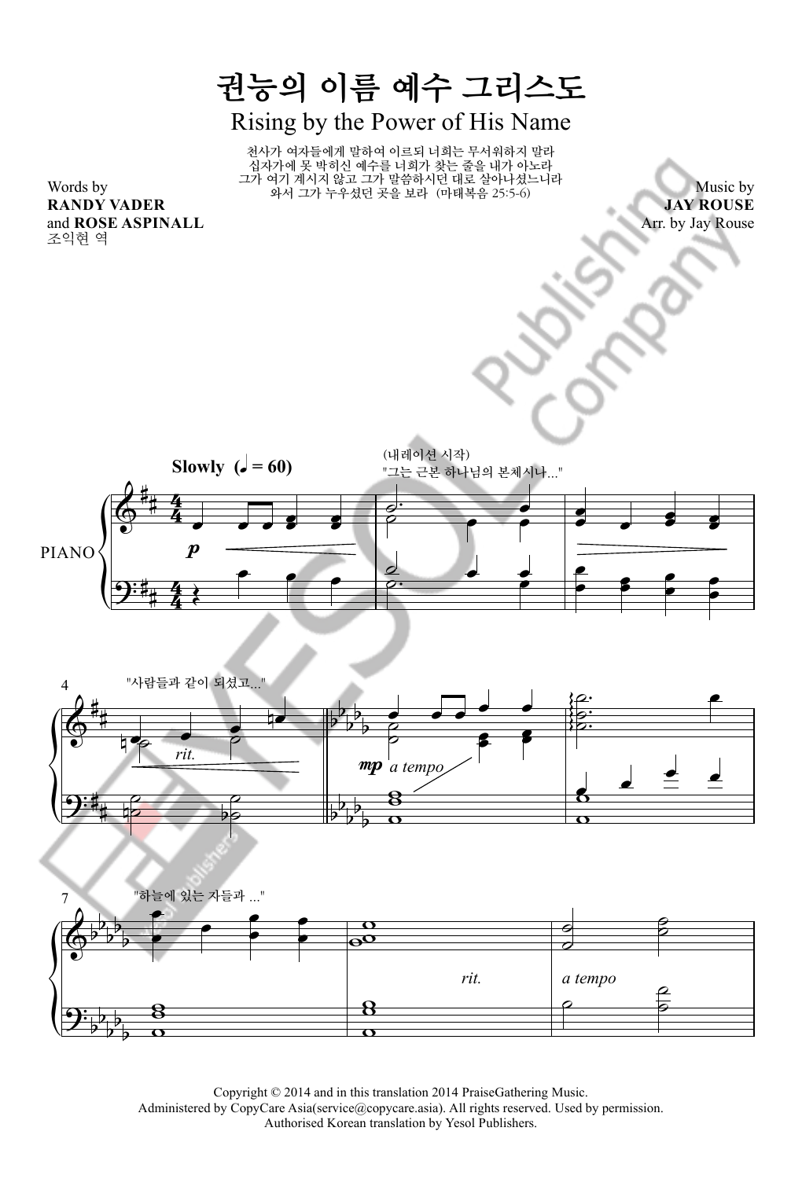# 권능의 이름 예수 그리스도

## Rising by the Power of His Name

천사가 여자들에게 말하여 이르되 너희는 무서워하지 말라
십자가에 못 박히신 예수를 너희가 찾는 줄을 내가 아노라
그가 여기 계시지 않고 그가 말씀하시던 대로 살아나셨느니라
와서 그가 누우셨던 곳을 보라 (마태복음 25:5-6)

Words by
**RANDY VADER**
and **ROSE ASPINALL**
조익현 역

Music by
**JAY ROUSE**
Arr. by Jay Rouse

**Slowly** (♩ = 60)

PIANO

(내레이션 시작)
"그는 근본 하나님의 본체시나..."

"사람들과 같이 되셨고..."

"하늘에 있는 자들과 ..."

Copyright © 2014 and in this translation 2014 PraiseGathering Music.
Administered by CopyCare Asia(service@copycare.asia). All rights reserved. Used by permission.
Authorised Korean translation by Yesol Publishers.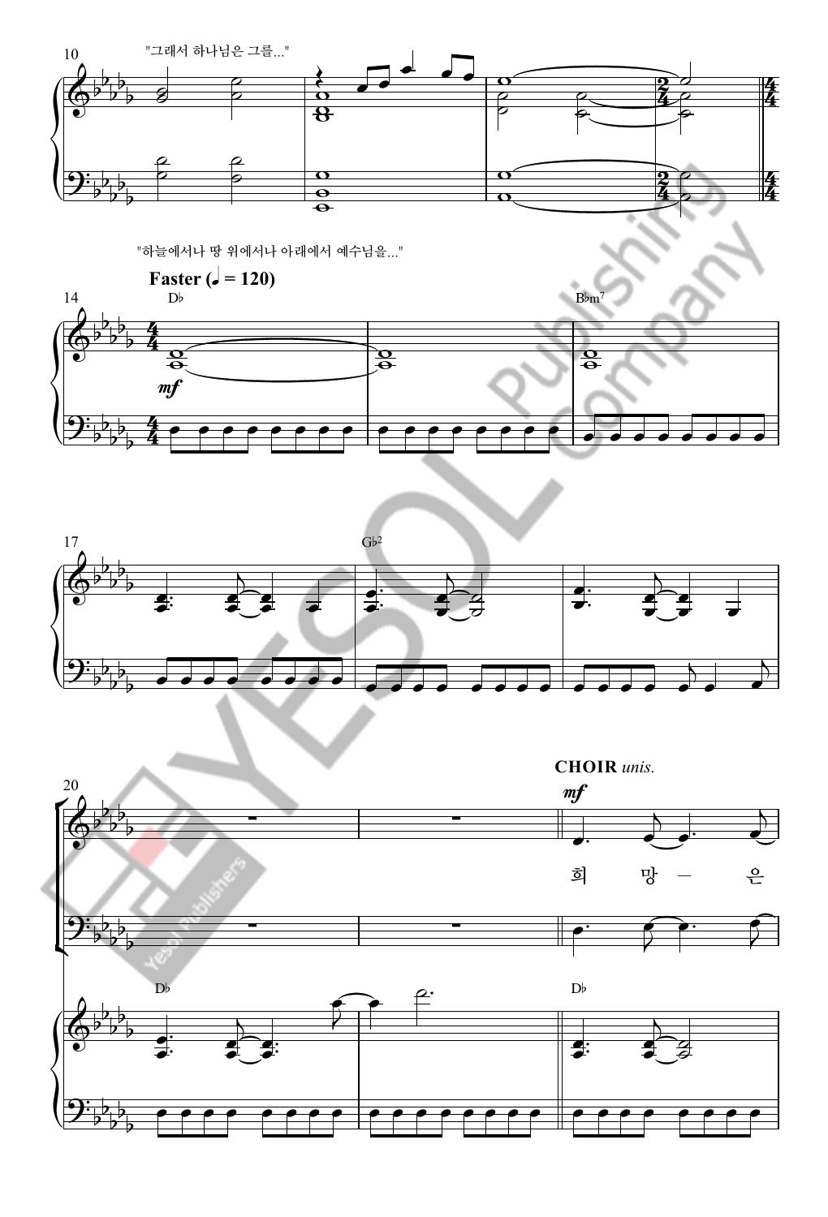"그래서 하나님은 그를..."

"하늘에서나 땅 위에서나 아래에서 예수님을..."

**Faster (♩ = 120)**

D♭ B♭m7 G♭2 D♭ D♭

**CHOIR** *unis.*

*mf*

희 망 — 은